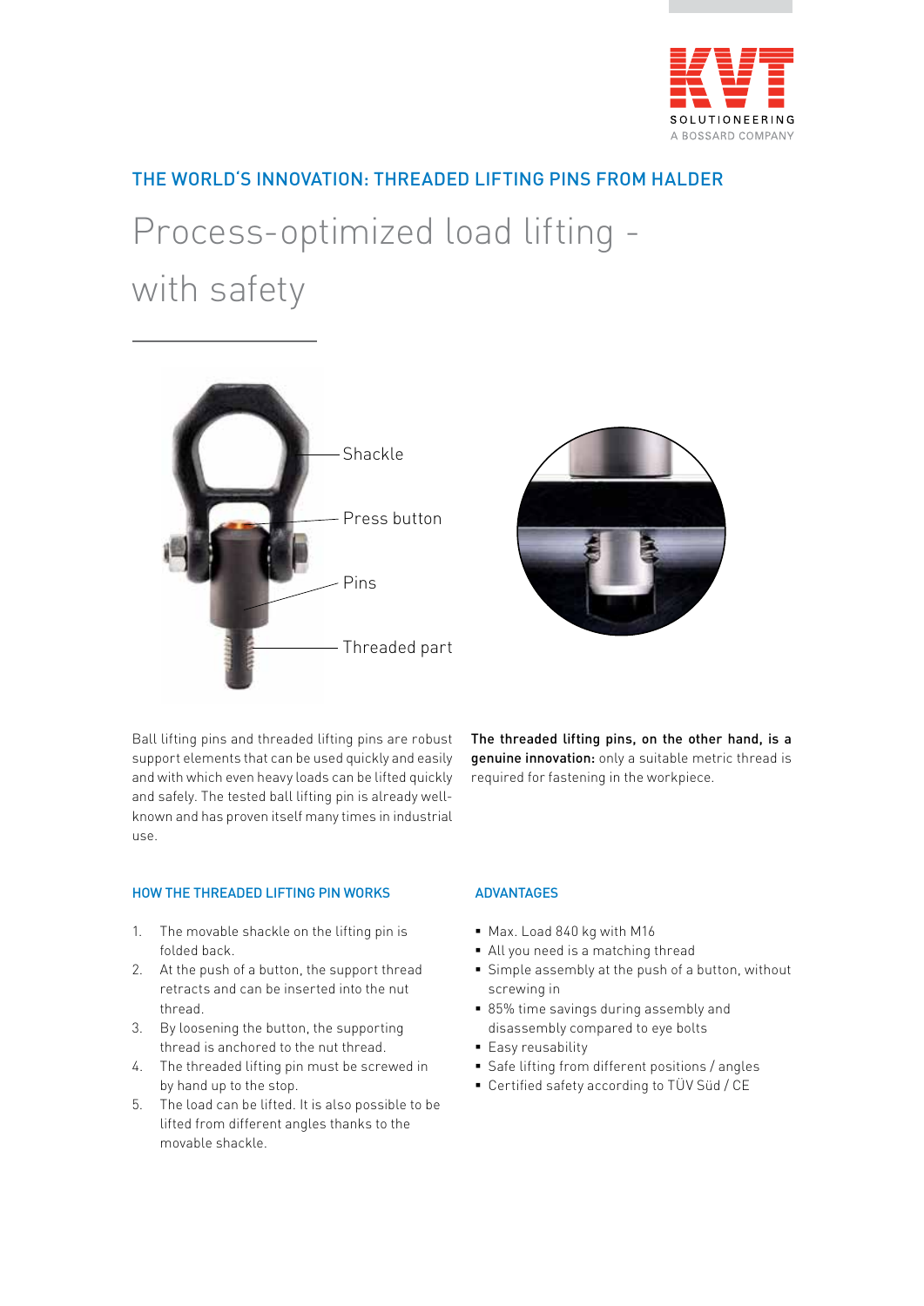KVT SOLUTIONEERING
A BOSSARD COMPANY

## THE WORLD'S INNOVATION: THREADED LIFTING PINS FROM HALDER

# Process-optimized load lifting - with safety

Shackle

Press button

Pins

Threaded part

Ball lifting pins and threaded lifting pins are robust support elements that can be used quickly and easily and with which even heavy loads can be lifted quickly and safely. The tested ball lifting pin is already well-known and has proven itself many times in industrial use.

**The threaded lifting pins, on the other hand, is a genuine innovation:** only a suitable metric thread is required for fastening in the workpiece.

### HOW THE THREADED LIFTING PIN WORKS

1. The movable shackle on the lifting pin is folded back.
2. At the push of a button, the support thread retracts and can be inserted into the nut thread.
3. By loosening the button, the supporting thread is anchored to the nut thread.
4. The threaded lifting pin must be screwed in by hand up to the stop.
5. The load can be lifted. It is also possible to be lifted from different angles thanks to the movable shackle.

### ADVANTAGES

- Max. Load 840 kg with M16
- All you need is a matching thread
- Simple assembly at the push of a button, without screwing in
- 85% time savings during assembly and disassembly compared to eye bolts
- Easy reusability
- Safe lifting from different positions / angles
- Certified safety according to TÜV Süd / CE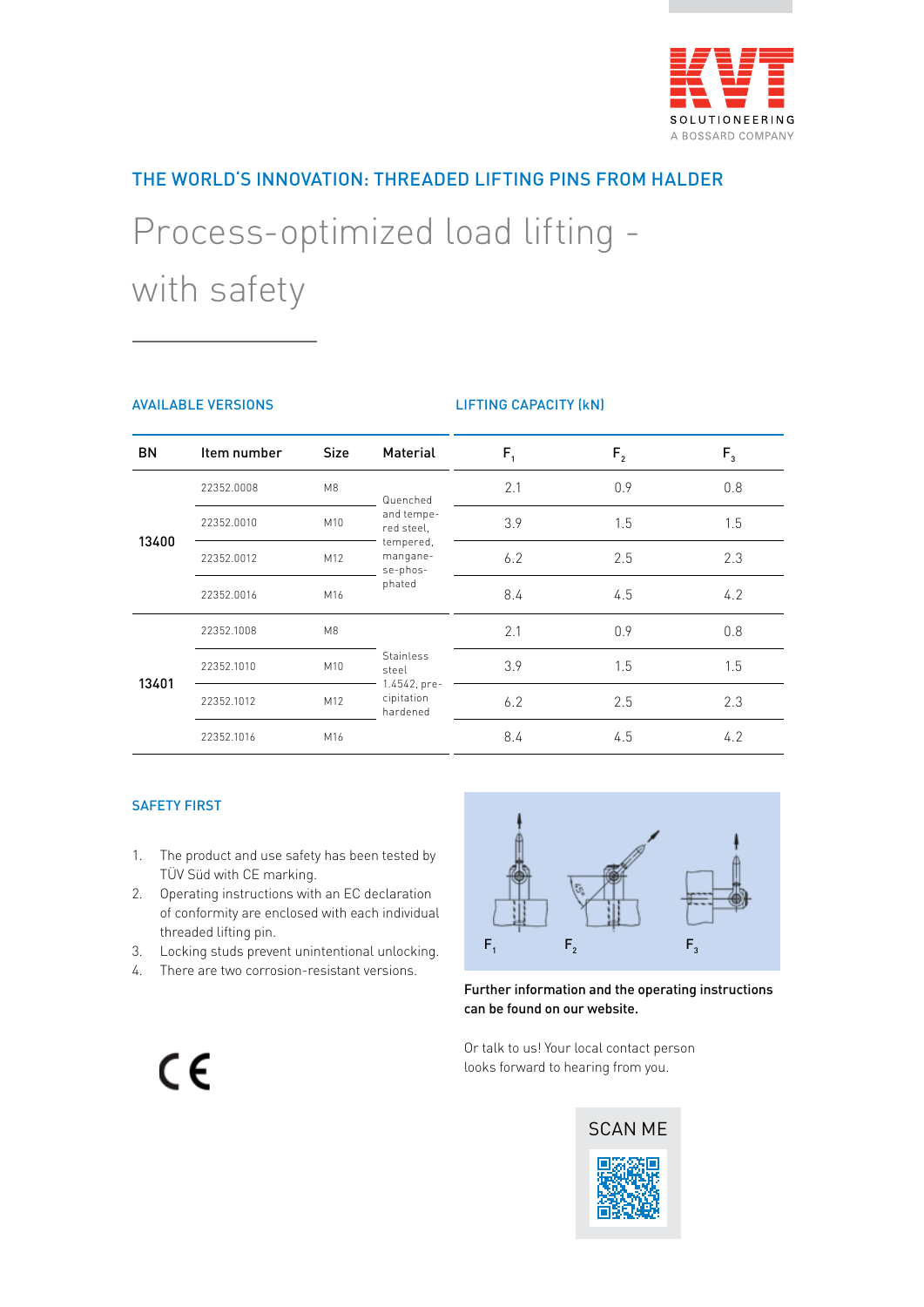## THE WORLD'S INNOVATION: THREADED LIFTING PINS FROM HALDER

# Process-optimized load lifting - with safety

### AVAILABLE VERSIONS / LIFTING CAPACITY (kN)

| BN | Item number | Size | Material | $F_1$ | $F_2$ | $F_3$ |
|---|---|---|---|---|---|---|
| 13400 | 22352.0008 | M8 | Quenched and tempered steel, tempered, manganese-phosphated | 2.1 | 0.9 | 0.8 |
| | 22352.0010 | M10 | | 3.9 | 1.5 | 1.5 |
| | 22352.0012 | M12 | | 6.2 | 2.5 | 2.3 |
| | 22352.0016 | M16 | | 8.4 | 4.5 | 4.2 |
| 13401 | 22352.1008 | M8 | Stainless steel 1.4542, precipitation hardened | 2.1 | 0.9 | 0.8 |
| | 22352.1010 | M10 | | 3.9 | 1.5 | 1.5 |
| | 22352.1012 | M12 | | 6.2 | 2.5 | 2.3 |
| | 22352.1016 | M16 | | 8.4 | 4.5 | 4.2 |

### SAFETY FIRST

1. The product and use safety has been tested by TÜV Süd with CE marking.
2. Operating instructions with an EC declaration of conformity are enclosed with each individual threaded lifting pin.
3. Locking studs prevent unintentional unlocking.
4. There are two corrosion-resistant versions.

$F_1$ $F_2$ $F_3$

**Further information and the operating instructions can be found on our website.**

Or talk to us! Your local contact person looks forward to hearing from you.

SCAN ME